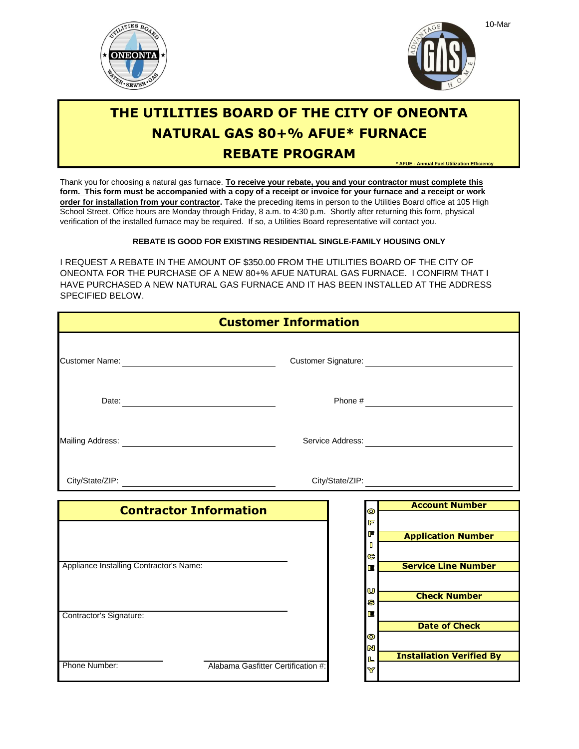10-Mar

# THE UTILITIES BOARD OF THE CITY OF ONEONTA
# NATURAL GAS 80+% AFUE* FURNACE
# REBATE PROGRAM

* AFUE - Annual Fuel Utilization Efficiency

Thank you for choosing a natural gas furnace. **To receive your rebate, you and your contractor must complete this form. This form must be accompanied with a copy of a receipt or invoice for your furnace and a receipt or work order for installation from your contractor.** Take the preceding items in person to the Utilities Board office at 105 High School Street. Office hours are Monday through Friday, 8 a.m. to 4:30 p.m. Shortly after returning this form, physical verification of the installed furnace may be required. If so, a Utilities Board representative will contact you.

**REBATE IS GOOD FOR EXISTING RESIDENTIAL SINGLE-FAMILY HOUSING ONLY**

I REQUEST A REBATE IN THE AMOUNT OF $350.00 FROM THE UTILITIES BOARD OF THE CITY OF ONEONTA FOR THE PURCHASE OF A NEW 80+% AFUE NATURAL GAS FURNACE. I CONFIRM THAT I HAVE PURCHASED A NEW NATURAL GAS FURNACE AND IT HAS BEEN INSTALLED AT THE ADDRESS SPECIFIED BELOW.

## Customer Information

| | | | |
|---|---|---|---|
| Customer Name: | | Customer Signature: | |
| Date: | | Phone # | |
| Mailing Address: | | Service Address: | |
| City/State/ZIP: | | City/State/ZIP: | |

## Contractor Information

Appliance Installing Contractor's Name: ______________________

Contractor's Signature: ______________________

Phone Number: ______________________ Alabama Gasfitter Certification #: ______________________

## OFFICE USE ONLY

| |
|---|
| **Account Number** |
| |
| **Application Number** |
| |
| **Service Line Number** |
| |
| **Check Number** |
| |
| **Date of Check** |
| |
| **Installation Verified By** |
| |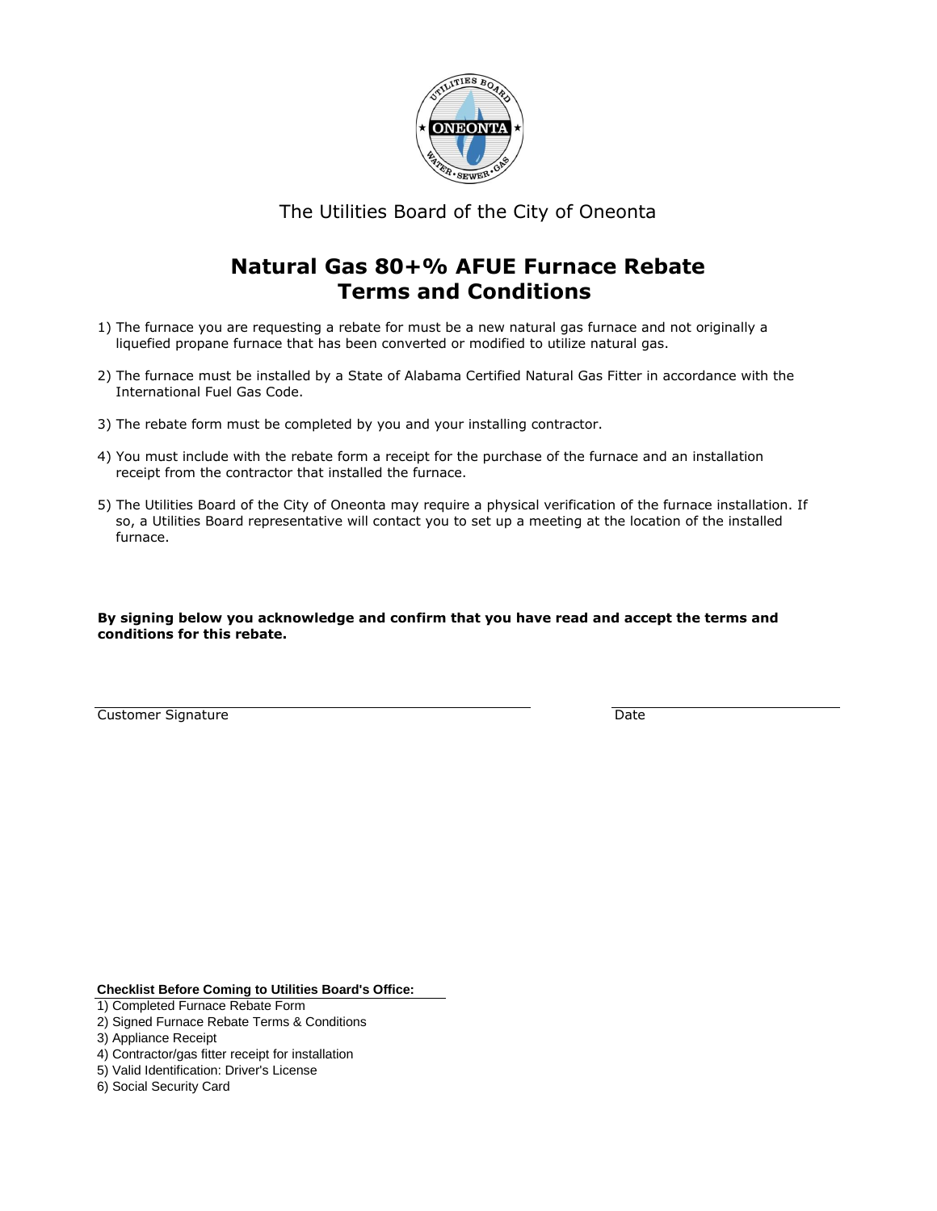The Utilities Board of the City of Oneonta

# Natural Gas 80+% AFUE Furnace Rebate Terms and Conditions

1) The furnace you are requesting a rebate for must be a new natural gas furnace and not originally a liquefied propane furnace that has been converted or modified to utilize natural gas.

2) The furnace must be installed by a State of Alabama Certified Natural Gas Fitter in accordance with the International Fuel Gas Code.

3) The rebate form must be completed by you and your installing contractor.

4) You must include with the rebate form a receipt for the purchase of the furnace and an installation receipt from the contractor that installed the furnace.

5) The Utilities Board of the City of Oneonta may require a physical verification of the furnace installation. If so, a Utilities Board representative will contact you to set up a meeting at the location of the installed furnace.

**By signing below you acknowledge and confirm that you have read and accept the terms and conditions for this rebate.**

Customer Signature ______________________ Date ______________

**Checklist Before Coming to Utilities Board's Office:**

1) Completed Furnace Rebate Form
2) Signed Furnace Rebate Terms & Conditions
3) Appliance Receipt
4) Contractor/gas fitter receipt for installation
5) Valid Identification: Driver's License
6) Social Security Card